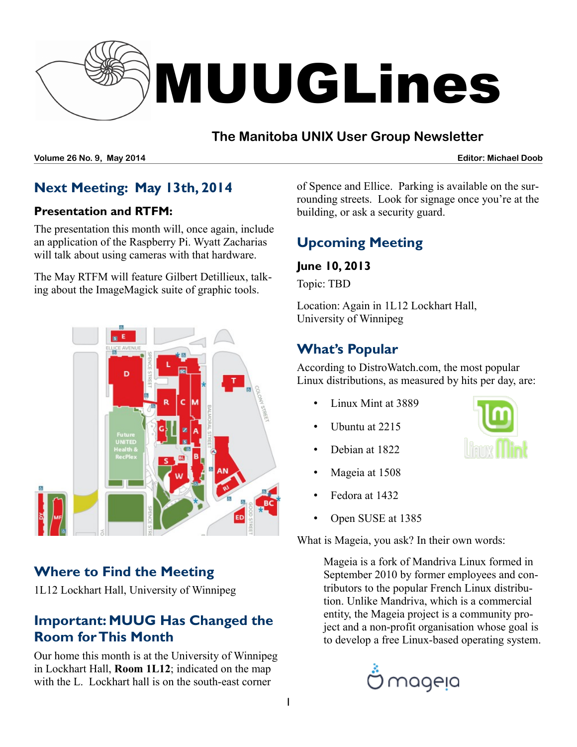# MUUGLines

**The Manitoba UNIX User Group Newsletter**

**Volume 26 No. 9, May 2014** — **Editor: Michael Doob**

## Next Meeting: May 13th, 2014

### Presentation and RTFM:

The presentation this month will, once again, include an application of the Raspberry Pi. Wyatt Zacharias will talk about using cameras with that hardware.

The May RTFM will feature Gilbert Detillieux, talking about the ImageMagick suite of graphic tools.

## Where to Find the Meeting

1L12 Lockhart Hall, University of Winnipeg

## Important: MUUG Has Changed the Room for This Month

Our home this month is at the University of Winnipeg in Lockhart Hall, **Room 1L12**; indicated on the map with the L. Lockhart hall is on the south-east corner of Spence and Ellice. Parking is available on the surrounding streets. Look for signage once you're at the building, or ask a security guard.

## Upcoming Meeting

### June 10, 2013

Topic: TBD

Location: Again in 1L12 Lockhart Hall, University of Winnipeg

## What's Popular

According to DistroWatch.com, the most popular Linux distributions, as measured by hits per day, are:

- Linux Mint at 3889
- Ubuntu at 2215
- Debian at 1822
- Mageia at 1508
- Fedora at 1432
- Open SUSE at 1385

What is Mageia, you ask? In their own words:

> Mageia is a fork of Mandriva Linux formed in September 2010 by former employees and contributors to the popular French Linux distribution. Unlike Mandriva, which is a commercial entity, the Mageia project is a community project and a non-profit organisation whose goal is to develop a free Linux-based operating system.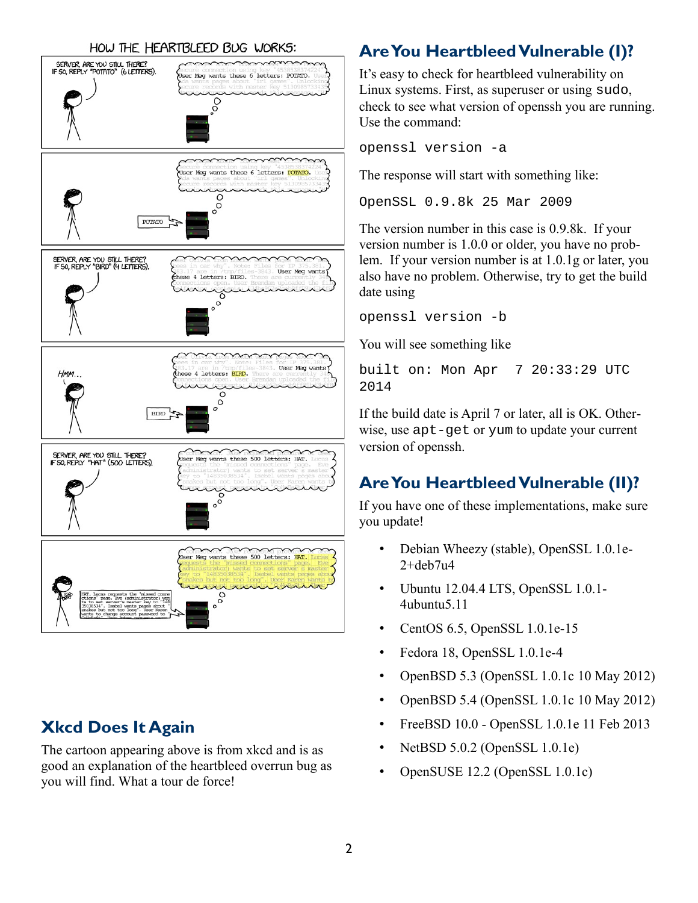## Are You Heartbleed Vulnerable (I)?

It's easy to check for heartbleed vulnerability on Linux systems. First, as superuser or using `sudo`, check to see what version of openssh you are running. Use the command:

```
openssl version -a
```

The response will start with something like:

```
OpenSSL 0.9.8k 25 Mar 2009
```

The version number in this case is 0.9.8k. If your version number is 1.0.0 or older, you have no problem. If your version number is at 1.0.1g or later, you also have no problem. Otherwise, try to get the build date using

```
openssl version -b
```

You will see something like

```
built on: Mon Apr  7 20:33:29 UTC 2014
```

If the build date is April 7 or later, all is OK. Otherwise, use `apt-get` or `yum` to update your current version of openssh.

## Are You Heartbleed Vulnerable (II)?

If you have one of these implementations, make sure you update!

- Debian Wheezy (stable), OpenSSL 1.0.1e-2+deb7u4
- Ubuntu 12.04.4 LTS, OpenSSL 1.0.1-4ubuntu5.11
- CentOS 6.5, OpenSSL 1.0.1e-15
- Fedora 18, OpenSSL 1.0.1e-4
- OpenBSD 5.3 (OpenSSL 1.0.1c 10 May 2012)
- OpenBSD 5.4 (OpenSSL 1.0.1c 10 May 2012)
- FreeBSD 10.0 - OpenSSL 1.0.1e 11 Feb 2013
- NetBSD 5.0.2 (OpenSSL 1.0.1e)
- OpenSUSE 12.2 (OpenSSL 1.0.1c)

## Xkcd Does It Again

The cartoon appearing above is from xkcd and is as good an explanation of the heartbleed overrun bug as you will find. What a tour de force!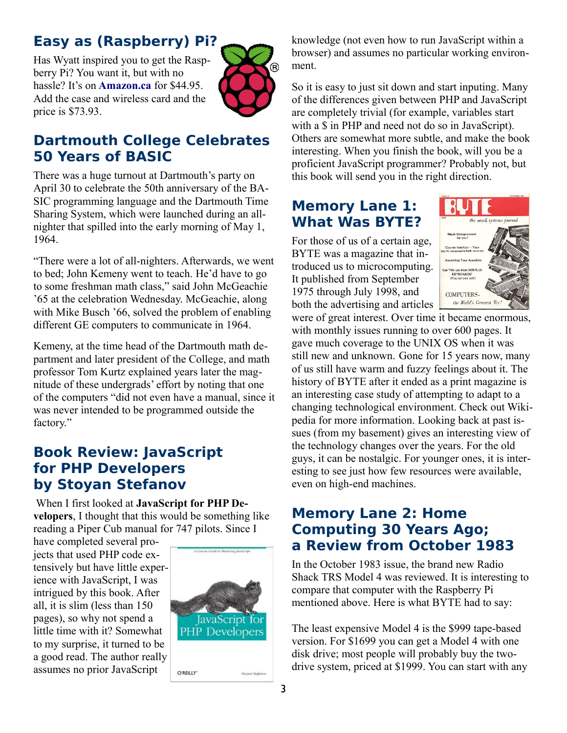## Easy as (Raspberry) Pi?

Has Wyatt inspired you to get the Raspberry Pi? You want it, but with no hassle? It's on **Amazon.ca** for $44.95. Add the case and wireless card and the price is $73.93.

## Dartmouth College Celebrates 50 Years of BASIC

There was a huge turnout at Dartmouth's party on April 30 to celebrate the 50th anniversary of the BASIC programming language and the Dartmouth Time Sharing System, which were launched during an all-nighter that spilled into the early morning of May 1, 1964.

"There were a lot of all-nighters. Afterwards, we went to bed; John Kemeny went to teach. He'd have to go to some freshman math class," said John McGeachie '65 at the celebration Wednesday. McGeachie, along with Mike Busch '66, solved the problem of enabling different GE computers to communicate in 1964.

Kemeny, at the time head of the Dartmouth math department and later president of the College, and math professor Tom Kurtz explained years later the magnitude of these undergrads' effort by noting that one of the computers "did not even have a manual, since it was never intended to be programmed outside the factory."

## Book Review: JavaScript for PHP Developers by Stoyan Stefanov

When I first looked at **JavaScript for PHP Developers**, I thought that this would be something like reading a Piper Cub manual for 747 pilots. Since I have completed several projects that used PHP code extensively but have little experience with JavaScript, I was intrigued by this book. After all, it is slim (less than 150 pages), so why not spend a little time with it? Somewhat to my surprise, it turned to be a good read. The author really assumes no prior JavaScript knowledge (not even how to run JavaScript within a browser) and assumes no particular working environment.

So it is easy to just sit down and start inputing. Many of the differences given between PHP and JavaScript are completely trivial (for example, variables start with a $ in PHP and need not do so in JavaScript). Others are somewhat more subtle, and make the book interesting. When you finish the book, will you be a proficient JavaScript programmer? Probably not, but this book will send you in the right direction.

## Memory Lane 1: What Was BYTE?

For those of us of a certain age, BYTE was a magazine that introduced us to microcomputing. It published from September 1975 through July 1998, and both the advertising and articles were of great interest. Over time it became enormous, with monthly issues running to over 600 pages. It gave much coverage to the UNIX OS when it was still new and unknown. Gone for 15 years now, many of us still have warm and fuzzy feelings about it. The history of BYTE after it ended as a print magazine is an interesting case study of attempting to adapt to a changing technological environment. Check out Wikipedia for more information. Looking back at past issues (from my basement) gives an interesting view of the technology changes over the years. For the old guys, it can be nostalgic. For younger ones, it is interesting to see just how few resources were available, even on high-end machines.

## Memory Lane 2: Home Computing 30 Years Ago; a Review from October 1983

In the October 1983 issue, the brand new Radio Shack TRS Model 4 was reviewed. It is interesting to compare that computer with the Raspberry Pi mentioned above. Here is what BYTE had to say:

The least expensive Model 4 is the $999 tape-based version. For $1699 you can get a Model 4 with one disk drive; most people will probably buy the two-drive system, priced at $1999. You can start with any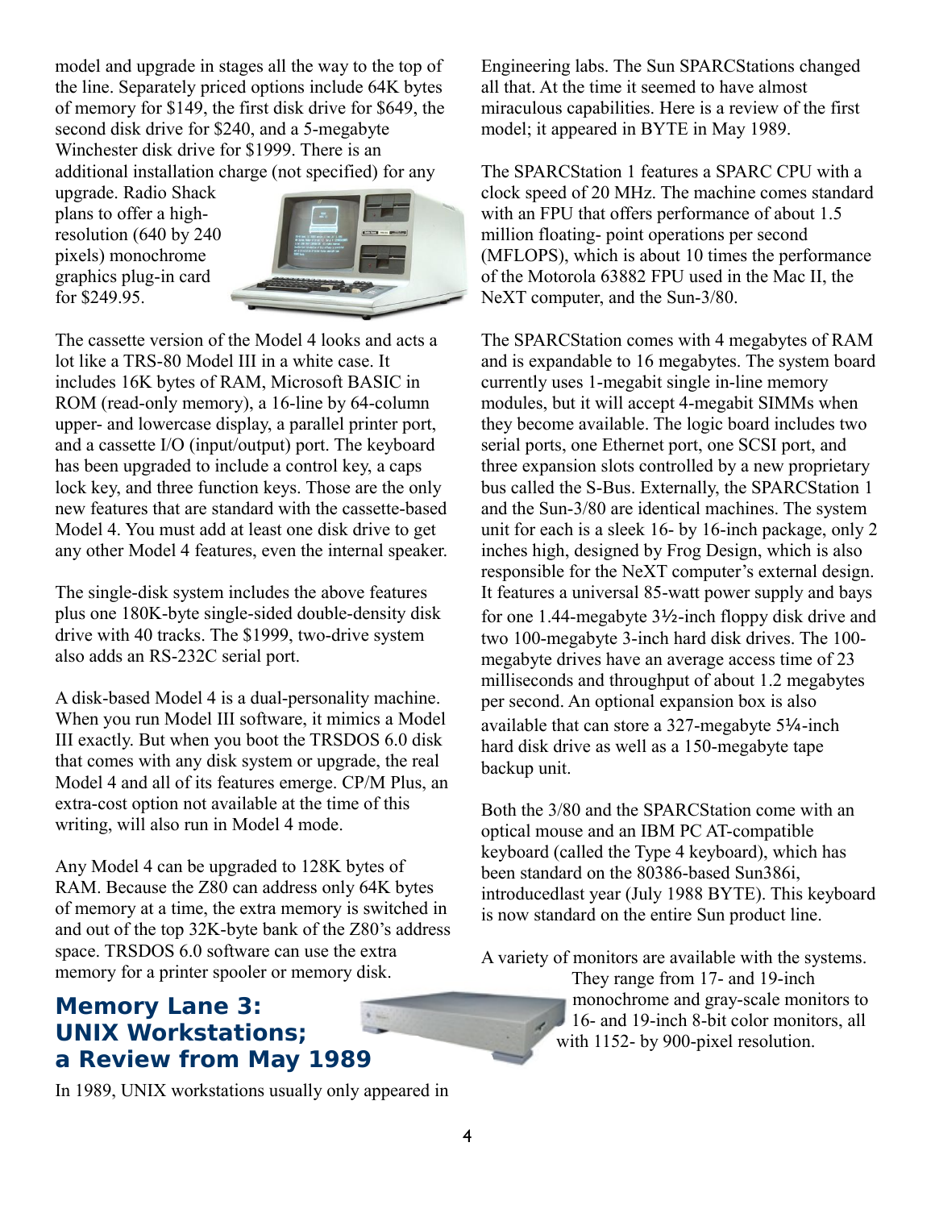model and upgrade in stages all the way to the top of the line. Separately priced options include 64K bytes of memory for $149, the first disk drive for $649, the second disk drive for $240, and a 5-megabyte Winchester disk drive for $1999. There is an additional installation charge (not specified) for any upgrade. Radio Shack plans to offer a high-resolution (640 by 240 pixels) monochrome graphics plug-in card for $249.95.

The cassette version of the Model 4 looks and acts a lot like a TRS-80 Model III in a white case. It includes 16K bytes of RAM, Microsoft BASIC in ROM (read-only memory), a 16-line by 64-column upper- and lowercase display, a parallel printer port, and a cassette I/O (input/output) port. The keyboard has been upgraded to include a control key, a caps lock key, and three function keys. Those are the only new features that are standard with the cassette-based Model 4. You must add at least one disk drive to get any other Model 4 features, even the internal speaker.

The single-disk system includes the above features plus one 180K-byte single-sided double-density disk drive with 40 tracks. The $1999, two-drive system also adds an RS-232C serial port.

A disk-based Model 4 is a dual-personality machine. When you run Model III software, it mimics a Model III exactly. But when you boot the TRSDOS 6.0 disk that comes with any disk system or upgrade, the real Model 4 and all of its features emerge. CP/M Plus, an extra-cost option not available at the time of this writing, will also run in Model 4 mode.

Any Model 4 can be upgraded to 128K bytes of RAM. Because the Z80 can address only 64K bytes of memory at a time, the extra memory is switched in and out of the top 32K-byte bank of the Z80's address space. TRSDOS 6.0 software can use the extra memory for a printer spooler or memory disk.

## Memory Lane 3: UNIX Workstations; a Review from May 1989

In 1989, UNIX workstations usually only appeared in Engineering labs. The Sun SPARCStations changed all that. At the time it seemed to have almost miraculous capabilities. Here is a review of the first model; it appeared in BYTE in May 1989.

The SPARCStation 1 features a SPARC CPU with a clock speed of 20 MHz. The machine comes standard with an FPU that offers performance of about 1.5 million floating- point operations per second (MFLOPS), which is about 10 times the performance of the Motorola 63882 FPU used in the Mac II, the NeXT computer, and the Sun-3/80.

The SPARCStation comes with 4 megabytes of RAM and is expandable to 16 megabytes. The system board currently uses 1-megabit single in-line memory modules, but it will accept 4-megabit SIMMs when they become available. The logic board includes two serial ports, one Ethernet port, one SCSI port, and three expansion slots controlled by a new proprietary bus called the S-Bus. Externally, the SPARCStation 1 and the Sun-3/80 are identical machines. The system unit for each is a sleek 16- by 16-inch package, only 2 inches high, designed by Frog Design, which is also responsible for the NeXT computer's external design. It features a universal 85-watt power supply and bays for one 1.44-megabyte 3½-inch floppy disk drive and two 100-megabyte 3-inch hard disk drives. The 100-megabyte drives have an average access time of 23 milliseconds and throughput of about 1.2 megabytes per second. An optional expansion box is also available that can store a 327-megabyte 5¼-inch hard disk drive as well as a 150-megabyte tape backup unit.

Both the 3/80 and the SPARCStation come with an optical mouse and an IBM PC AT-compatible keyboard (called the Type 4 keyboard), which has been standard on the 80386-based Sun386i, introducedlast year (July 1988 BYTE). This keyboard is now standard on the entire Sun product line.

A variety of monitors are available with the systems. They range from 17- and 19-inch monochrome and gray-scale monitors to 16- and 19-inch 8-bit color monitors, all with 1152- by 900-pixel resolution.